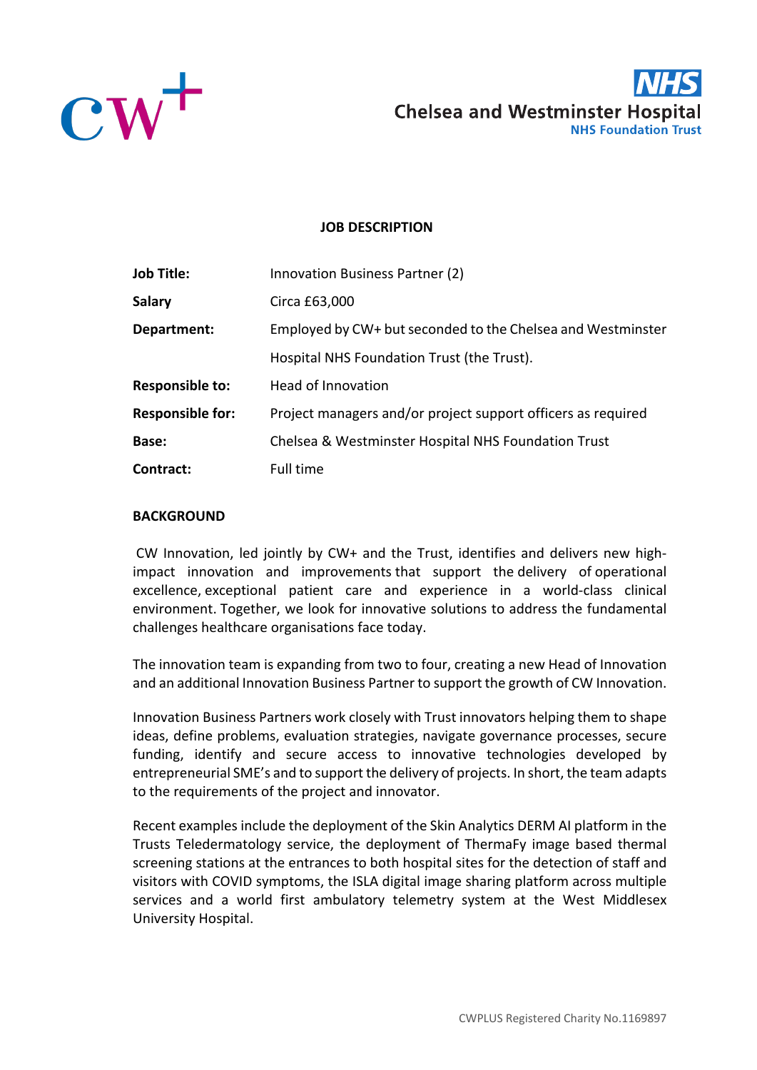# JOB DESCRIPTION

| | |
|---|---|
| **Job Title:** | Innovation Business Partner (2) |
| **Salary** | Circa £63,000 |
| **Department:** | Employed by CW+ but seconded to the Chelsea and Westminster Hospital NHS Foundation Trust (the Trust). |
| **Responsible to:** | Head of Innovation |
| **Responsible for:** | Project managers and/or project support officers as required |
| **Base:** | Chelsea & Westminster Hospital NHS Foundation Trust |
| **Contract:** | Full time |

## BACKGROUND

CW Innovation, led jointly by CW+ and the Trust, identifies and delivers new high-impact innovation and improvements that support the delivery of operational excellence, exceptional patient care and experience in a world-class clinical environment. Together, we look for innovative solutions to address the fundamental challenges healthcare organisations face today.

The innovation team is expanding from two to four, creating a new Head of Innovation and an additional Innovation Business Partner to support the growth of CW Innovation.

Innovation Business Partners work closely with Trust innovators helping them to shape ideas, define problems, evaluation strategies, navigate governance processes, secure funding, identify and secure access to innovative technologies developed by entrepreneurial SME's and to support the delivery of projects. In short, the team adapts to the requirements of the project and innovator.

Recent examples include the deployment of the Skin Analytics DERM AI platform in the Trusts Teledermatology service, the deployment of ThermaFy image based thermal screening stations at the entrances to both hospital sites for the detection of staff and visitors with COVID symptoms, the ISLA digital image sharing platform across multiple services and a world first ambulatory telemetry system at the West Middlesex University Hospital.

CWPLUS Registered Charity No.1169897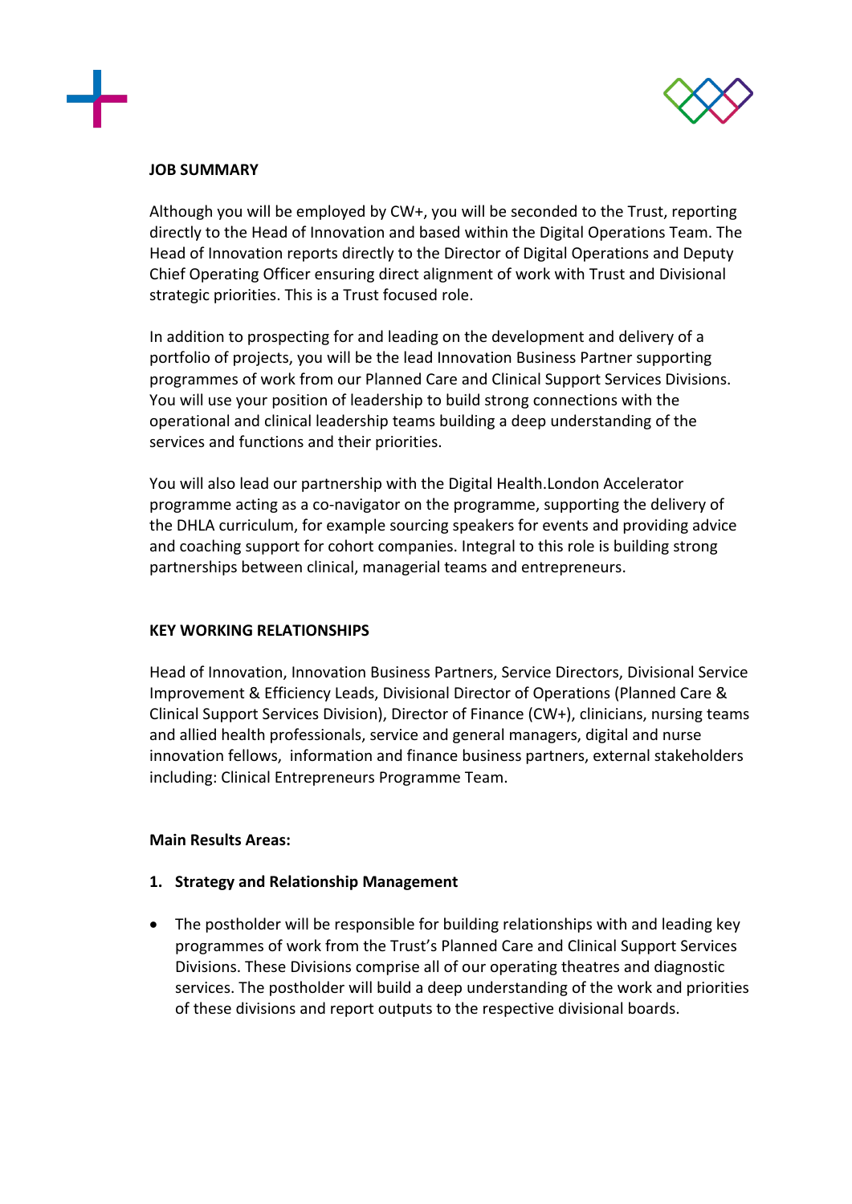**JOB SUMMARY**

Although you will be employed by CW+, you will be seconded to the Trust, reporting directly to the Head of Innovation and based within the Digital Operations Team. The Head of Innovation reports directly to the Director of Digital Operations and Deputy Chief Operating Officer ensuring direct alignment of work with Trust and Divisional strategic priorities. This is a Trust focused role.

In addition to prospecting for and leading on the development and delivery of a portfolio of projects, you will be the lead Innovation Business Partner supporting programmes of work from our Planned Care and Clinical Support Services Divisions. You will use your position of leadership to build strong connections with the operational and clinical leadership teams building a deep understanding of the services and functions and their priorities.

You will also lead our partnership with the Digital Health.London Accelerator programme acting as a co-navigator on the programme, supporting the delivery of the DHLA curriculum, for example sourcing speakers for events and providing advice and coaching support for cohort companies. Integral to this role is building strong partnerships between clinical, managerial teams and entrepreneurs.

**KEY WORKING RELATIONSHIPS**

Head of Innovation, Innovation Business Partners, Service Directors, Divisional Service Improvement & Efficiency Leads, Divisional Director of Operations (Planned Care & Clinical Support Services Division), Director of Finance (CW+), clinicians, nursing teams and allied health professionals, service and general managers, digital and nurse innovation fellows, information and finance business partners, external stakeholders including: Clinical Entrepreneurs Programme Team.

**Main Results Areas:**

1. **Strategy and Relationship Management**

- The postholder will be responsible for building relationships with and leading key programmes of work from the Trust's Planned Care and Clinical Support Services Divisions. These Divisions comprise all of our operating theatres and diagnostic services. The postholder will build a deep understanding of the work and priorities of these divisions and report outputs to the respective divisional boards.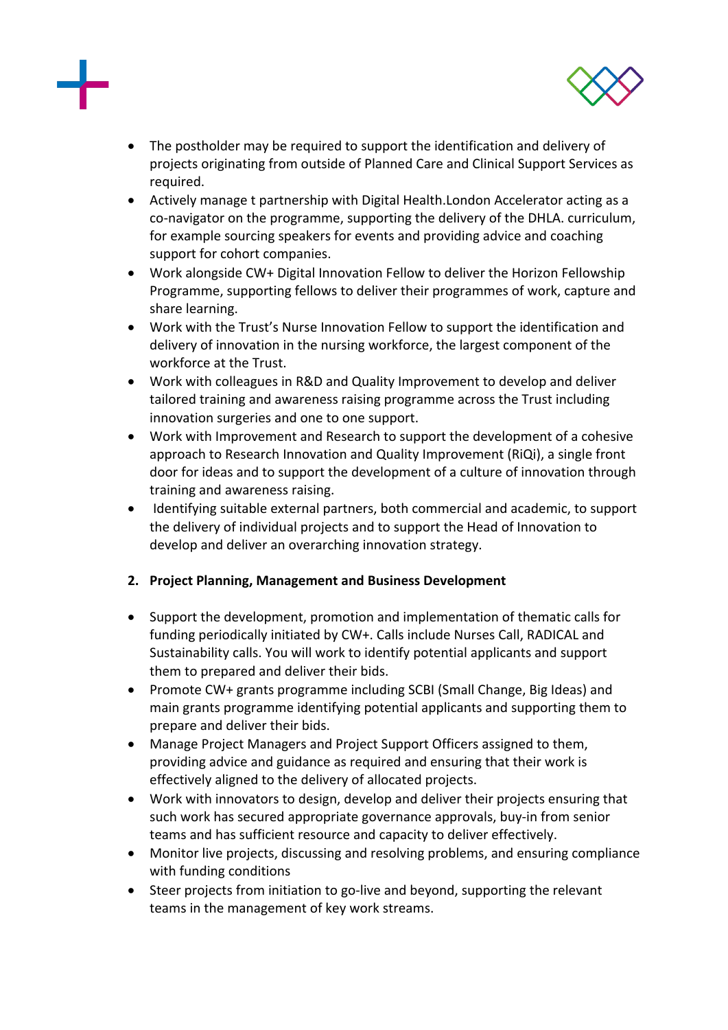- The postholder may be required to support the identification and delivery of projects originating from outside of Planned Care and Clinical Support Services as required.
- Actively manage t partnership with Digital Health.London Accelerator acting as a co-navigator on the programme, supporting the delivery of the DHLA. curriculum, for example sourcing speakers for events and providing advice and coaching support for cohort companies.
- Work alongside CW+ Digital Innovation Fellow to deliver the Horizon Fellowship Programme, supporting fellows to deliver their programmes of work, capture and share learning.
- Work with the Trust's Nurse Innovation Fellow to support the identification and delivery of innovation in the nursing workforce, the largest component of the workforce at the Trust.
- Work with colleagues in R&D and Quality Improvement to develop and deliver tailored training and awareness raising programme across the Trust including innovation surgeries and one to one support.
- Work with Improvement and Research to support the development of a cohesive approach to Research Innovation and Quality Improvement (RiQi), a single front door for ideas and to support the development of a culture of innovation through training and awareness raising.
- Identifying suitable external partners, both commercial and academic, to support the delivery of individual projects and to support the Head of Innovation to develop and deliver an overarching innovation strategy.

**2. Project Planning, Management and Business Development**

- Support the development, promotion and implementation of thematic calls for funding periodically initiated by CW+. Calls include Nurses Call, RADICAL and Sustainability calls. You will work to identify potential applicants and support them to prepared and deliver their bids.
- Promote CW+ grants programme including SCBI (Small Change, Big Ideas) and main grants programme identifying potential applicants and supporting them to prepare and deliver their bids.
- Manage Project Managers and Project Support Officers assigned to them, providing advice and guidance as required and ensuring that their work is effectively aligned to the delivery of allocated projects.
- Work with innovators to design, develop and deliver their projects ensuring that such work has secured appropriate governance approvals, buy-in from senior teams and has sufficient resource and capacity to deliver effectively.
- Monitor live projects, discussing and resolving problems, and ensuring compliance with funding conditions
- Steer projects from initiation to go-live and beyond, supporting the relevant teams in the management of key work streams.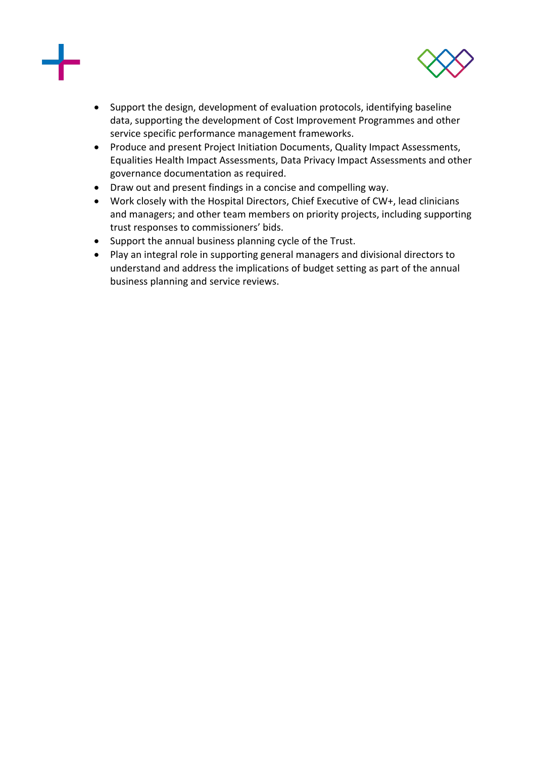- Support the design, development of evaluation protocols, identifying baseline data, supporting the development of Cost Improvement Programmes and other service specific performance management frameworks.
- Produce and present Project Initiation Documents, Quality Impact Assessments, Equalities Health Impact Assessments, Data Privacy Impact Assessments and other governance documentation as required.
- Draw out and present findings in a concise and compelling way.
- Work closely with the Hospital Directors, Chief Executive of CW+, lead clinicians and managers; and other team members on priority projects, including supporting trust responses to commissioners' bids.
- Support the annual business planning cycle of the Trust.
- Play an integral role in supporting general managers and divisional directors to understand and address the implications of budget setting as part of the annual business planning and service reviews.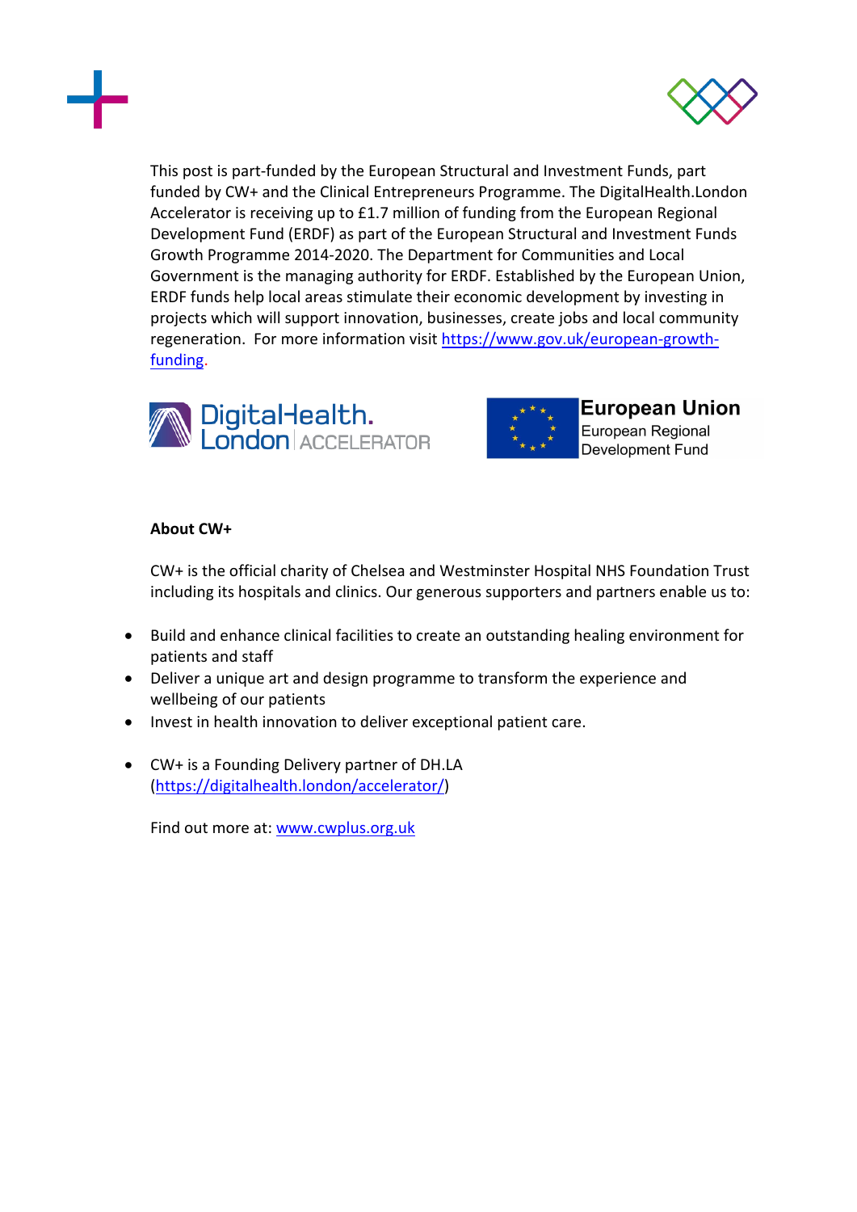This post is part-funded by the European Structural and Investment Funds, part funded by CW+ and the Clinical Entrepreneurs Programme. The DigitalHealth.London Accelerator is receiving up to £1.7 million of funding from the European Regional Development Fund (ERDF) as part of the European Structural and Investment Funds Growth Programme 2014-2020. The Department for Communities and Local Government is the managing authority for ERDF. Established by the European Union, ERDF funds help local areas stimulate their economic development by investing in projects which will support innovation, businesses, create jobs and local community regeneration. For more information visit https://www.gov.uk/european-growth-funding.

DigitalHealth.London ACCELERATOR

European Union
European Regional Development Fund

**About CW+**

CW+ is the official charity of Chelsea and Westminster Hospital NHS Foundation Trust including its hospitals and clinics. Our generous supporters and partners enable us to:

- Build and enhance clinical facilities to create an outstanding healing environment for patients and staff
- Deliver a unique art and design programme to transform the experience and wellbeing of our patients
- Invest in health innovation to deliver exceptional patient care.

- CW+ is a Founding Delivery partner of DH.LA (https://digitalhealth.london/accelerator/)

Find out more at: www.cwplus.org.uk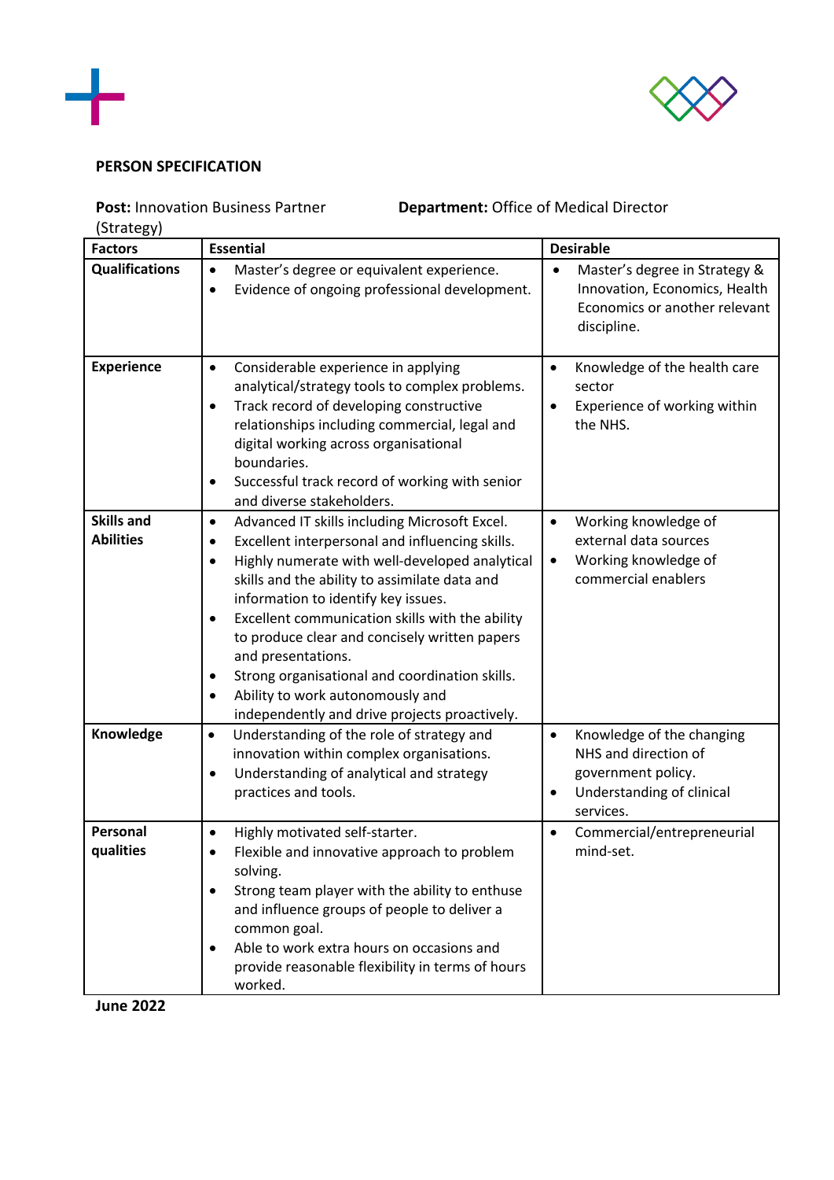**PERSON SPECIFICATION**

**Post:** Innovation Business Partner (Strategy) **Department:** Office of Medical Director

| Factors | Essential | Desirable |
|---|---|---|
| **Qualifications** | • Master's degree or equivalent experience.<br>• Evidence of ongoing professional development. | • Master's degree in Strategy & Innovation, Economics, Health Economics or another relevant discipline. |
| **Experience** | • Considerable experience in applying analytical/strategy tools to complex problems.<br>• Track record of developing constructive relationships including commercial, legal and digital working across organisational boundaries.<br>• Successful track record of working with senior and diverse stakeholders. | • Knowledge of the health care sector<br>• Experience of working within the NHS. |
| **Skills and Abilities** | • Advanced IT skills including Microsoft Excel.<br>• Excellent interpersonal and influencing skills.<br>• Highly numerate with well-developed analytical skills and the ability to assimilate data and information to identify key issues.<br>• Excellent communication skills with the ability to produce clear and concisely written papers and presentations.<br>• Strong organisational and coordination skills.<br>• Ability to work autonomously and independently and drive projects proactively. | • Working knowledge of external data sources<br>• Working knowledge of commercial enablers |
| **Knowledge** | • Understanding of the role of strategy and innovation within complex organisations.<br>• Understanding of analytical and strategy practices and tools. | • Knowledge of the changing NHS and direction of government policy.<br>• Understanding of clinical services. |
| **Personal qualities** | • Highly motivated self-starter.<br>• Flexible and innovative approach to problem solving.<br>• Strong team player with the ability to enthuse and influence groups of people to deliver a common goal.<br>• Able to work extra hours on occasions and provide reasonable flexibility in terms of hours worked. | • Commercial/entrepreneurial mind-set. |

**June 2022**